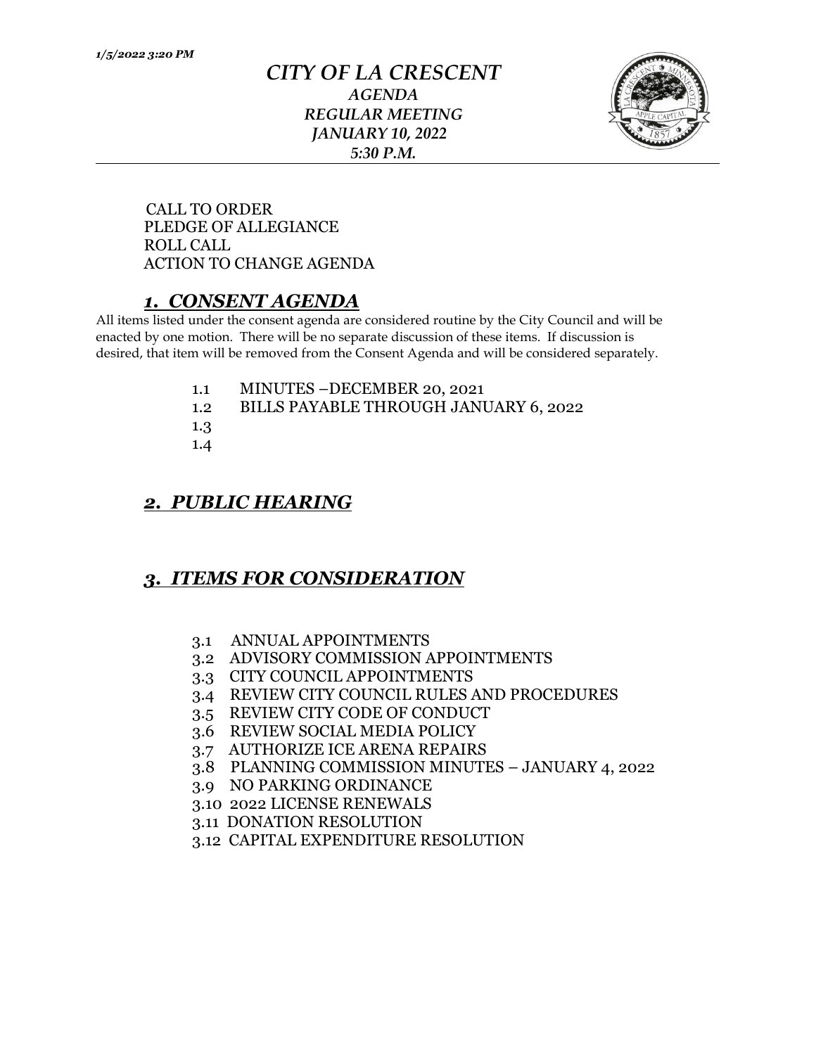*1/5/2022 3:20 PM*

# *CITY OF LA CRESCENT*

### *AGENDA*
### *REGULAR MEETING*
### *JANUARY 10, 2022*
### *5:30 P.M.*

CALL TO ORDER
PLEDGE OF ALLEGIANCE
ROLL CALL
ACTION TO CHANGE AGENDA

## ***1. CONSENT AGENDA***

All items listed under the consent agenda are considered routine by the City Council and will be enacted by one motion. There will be no separate discussion of these items. If discussion is desired, that item will be removed from the Consent Agenda and will be considered separately.

1.1 MINUTES –DECEMBER 20, 2021
1.2 BILLS PAYABLE THROUGH JANUARY 6, 2022
1.3
1.4

## ***2. PUBLIC HEARING***

## ***3. ITEMS FOR CONSIDERATION***

3.1 ANNUAL APPOINTMENTS
3.2 ADVISORY COMMISSION APPOINTMENTS
3.3 CITY COUNCIL APPOINTMENTS
3.4 REVIEW CITY COUNCIL RULES AND PROCEDURES
3.5 REVIEW CITY CODE OF CONDUCT
3.6 REVIEW SOCIAL MEDIA POLICY
3.7 AUTHORIZE ICE ARENA REPAIRS
3.8 PLANNING COMMISSION MINUTES – JANUARY 4, 2022
3.9 NO PARKING ORDINANCE
3.10 2022 LICENSE RENEWALS
3.11 DONATION RESOLUTION
3.12 CAPITAL EXPENDITURE RESOLUTION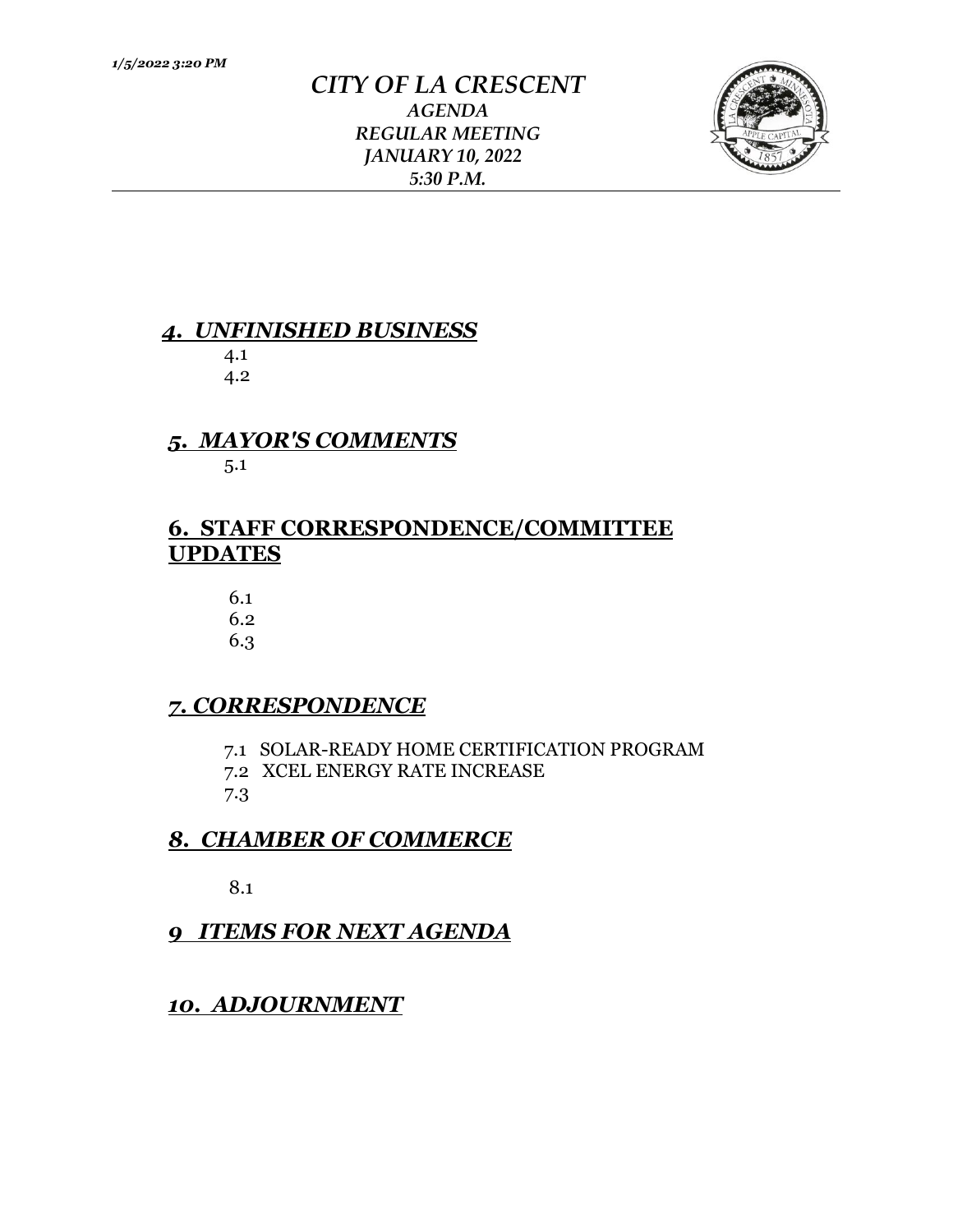*1/5/2022 3:20 PM*

# *CITY OF LA CRESCENT*

***AGENDA***
***REGULAR MEETING***
***JANUARY 10, 2022***
***5:30 P.M.***

## ***4. UNFINISHED BUSINESS***

4.1
4.2

## ***5. MAYOR'S COMMENTS***

5.1

## **6. STAFF CORRESPONDENCE/COMMITTEE UPDATES**

6.1
6.2
6.3

## ***7. CORRESPONDENCE***

7.1 SOLAR-READY HOME CERTIFICATION PROGRAM
7.2 XCEL ENERGY RATE INCREASE
7.3

## ***8. CHAMBER OF COMMERCE***

8.1

## ***9 ITEMS FOR NEXT AGENDA***

## ***10. ADJOURNMENT***